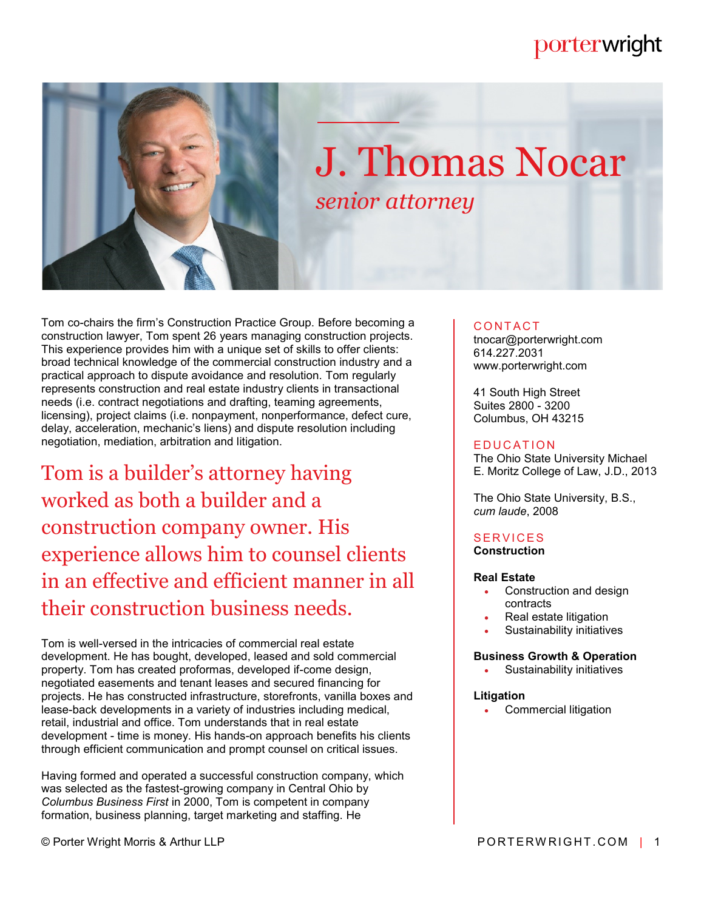porterwright

# J. Thomas Nocar

*senior attorney*

Tom co-chairs the firm's Construction Practice Group. Before becoming a construction lawyer, Tom spent 26 years managing construction projects. This experience provides him with a unique set of skills to offer clients: broad technical knowledge of the commercial construction industry and a practical approach to dispute avoidance and resolution. Tom regularly represents construction and real estate industry clients in transactional needs (i.e. contract negotiations and drafting, teaming agreements, licensing), project claims (i.e. nonpayment, nonperformance, defect cure, delay, acceleration, mechanic's liens) and dispute resolution including negotiation, mediation, arbitration and litigation.

> Tom is a builder's attorney having worked as both a builder and a construction company owner. His experience allows him to counsel clients in an effective and efficient manner in all their construction business needs.

Tom is well-versed in the intricacies of commercial real estate development. He has bought, developed, leased and sold commercial property. Tom has created proformas, developed if-come design, negotiated easements and tenant leases and secured financing for projects. He has constructed infrastructure, storefronts, vanilla boxes and lease-back developments in a variety of industries including medical, retail, industrial and office. Tom understands that in real estate development - time is money. His hands-on approach benefits his clients through efficient communication and prompt counsel on critical issues.

Having formed and operated a successful construction company, which was selected as the fastest-growing company in Central Ohio by *Columbus Business First* in 2000, Tom is competent in company formation, business planning, target marketing and staffing. He

## CONTACT

tnocar@porterwright.com
614.227.2031
www.porterwright.com

41 South High Street
Suites 2800 - 3200
Columbus, OH 43215

## EDUCATION

The Ohio State University Michael E. Moritz College of Law, J.D., 2013

The Ohio State University, B.S., *cum laude*, 2008

## SERVICES

**Construction**

**Real Estate**

- Construction and design contracts
- Real estate litigation
- Sustainability initiatives

**Business Growth & Operation**

- Sustainability initiatives

**Litigation**

- Commercial litigation

© Porter Wright Morris & Arthur LLP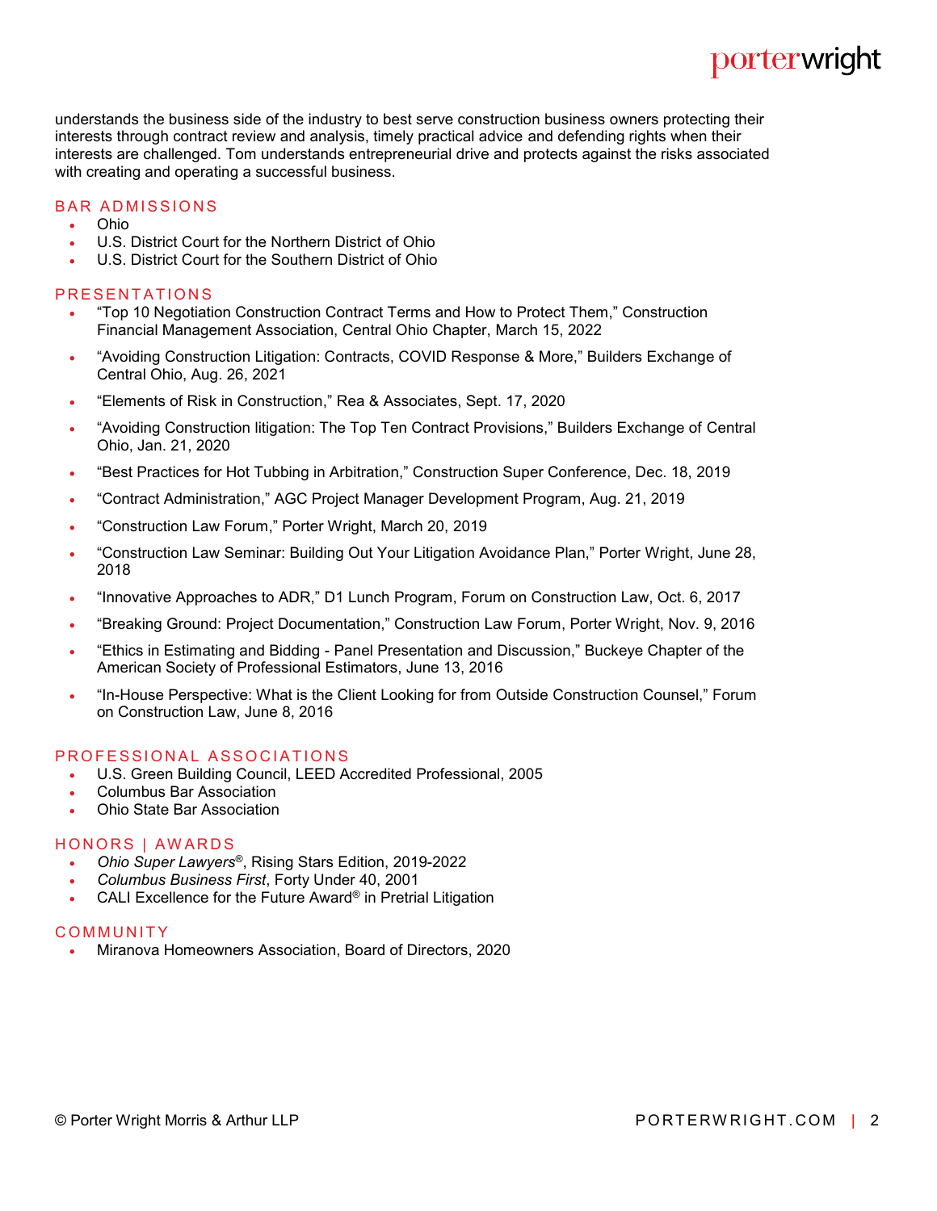understands the business side of the industry to best serve construction business owners protecting their interests through contract review and analysis, timely practical advice and defending rights when their interests are challenged. Tom understands entrepreneurial drive and protects against the risks associated with creating and operating a successful business.

## BAR ADMISSIONS

- Ohio
- U.S. District Court for the Northern District of Ohio
- U.S. District Court for the Southern District of Ohio

## PRESENTATIONS

- "Top 10 Negotiation Construction Contract Terms and How to Protect Them," Construction Financial Management Association, Central Ohio Chapter, March 15, 2022
- "Avoiding Construction Litigation: Contracts, COVID Response & More," Builders Exchange of Central Ohio, Aug. 26, 2021
- "Elements of Risk in Construction," Rea & Associates, Sept. 17, 2020
- "Avoiding Construction litigation: The Top Ten Contract Provisions," Builders Exchange of Central Ohio, Jan. 21, 2020
- "Best Practices for Hot Tubbing in Arbitration," Construction Super Conference, Dec. 18, 2019
- "Contract Administration," AGC Project Manager Development Program, Aug. 21, 2019
- "Construction Law Forum," Porter Wright, March 20, 2019
- "Construction Law Seminar: Building Out Your Litigation Avoidance Plan," Porter Wright, June 28, 2018
- "Innovative Approaches to ADR," D1 Lunch Program, Forum on Construction Law, Oct. 6, 2017
- "Breaking Ground: Project Documentation," Construction Law Forum, Porter Wright, Nov. 9, 2016
- "Ethics in Estimating and Bidding - Panel Presentation and Discussion," Buckeye Chapter of the American Society of Professional Estimators, June 13, 2016
- "In-House Perspective: What is the Client Looking for from Outside Construction Counsel," Forum on Construction Law, June 8, 2016

## PROFESSIONAL ASSOCIATIONS

- U.S. Green Building Council, LEED Accredited Professional, 2005
- Columbus Bar Association
- Ohio State Bar Association

## HONORS | AWARDS

- *Ohio Super Lawyers®*, Rising Stars Edition, 2019-2022
- *Columbus Business First*, Forty Under 40, 2001
- CALI Excellence for the Future Award® in Pretrial Litigation

## COMMUNITY

- Miranova Homeowners Association, Board of Directors, 2020